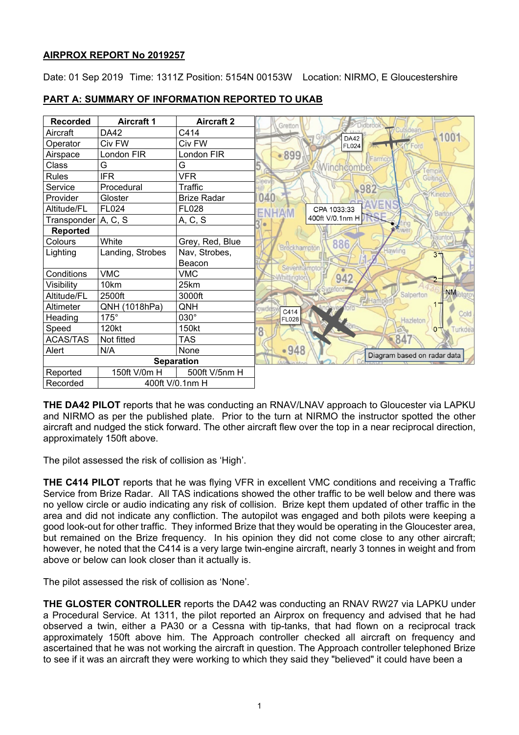**AIRPROX REPORT No 2019257**

Date: 01 Sep 2019 Time: 1311Z Position: 5154N 00153W Location: NIRMO, E Gloucestershire

**PART A: SUMMARY OF INFORMATION REPORTED TO UKAB**

| Recorded | Aircraft 1 | Aircraft 2 |
|---|---|---|
| Aircraft | DA42 | C414 |
| Operator | Civ FW | Civ FW |
| Airspace | London FIR | London FIR |
| Class | G | G |
| Rules | IFR | VFR |
| Service | Procedural | Traffic |
| Provider | Gloster | Brize Radar |
| Altitude/FL | FL024 | FL028 |
| Transponder | A, C, S | A, C, S |
| **Reported** | | |
| Colours | White | Grey, Red, Blue |
| Lighting | Landing, Strobes | Nav, Strobes, Beacon |
| Conditions | VMC | VMC |
| Visibility | 10km | 25km |
| Altitude/FL | 2500ft | 3000ft |
| Altimeter | QNH (1018hPa) | QNH |
| Heading | 175° | 030° |
| Speed | 120kt | 150kt |
| ACAS/TAS | Not fitted | TAS |
| Alert | N/A | None |
| **Separation** | | |
| Reported | 150ft V/0m H | 500ft V/5nm H |
| Recorded | 400ft V/0.1nm H | |

**THE DA42 PILOT** reports that he was conducting an RNAV/LNAV approach to Gloucester via LAPKU and NIRMO as per the published plate. Prior to the turn at NIRMO the instructor spotted the other aircraft and nudged the stick forward. The other aircraft flew over the top in a near reciprocal direction, approximately 150ft above.

The pilot assessed the risk of collision as 'High'.

**THE C414 PILOT** reports that he was flying VFR in excellent VMC conditions and receiving a Traffic Service from Brize Radar. All TAS indications showed the other traffic to be well below and there was no yellow circle or audio indicating any risk of collision. Brize kept them updated of other traffic in the area and did not indicate any confliction. The autopilot was engaged and both pilots were keeping a good look-out for other traffic. They informed Brize that they would be operating in the Gloucester area, but remained on the Brize frequency. In his opinion they did not come close to any other aircraft; however, he noted that the C414 is a very large twin-engine aircraft, nearly 3 tonnes in weight and from above or below can look closer than it actually is.

The pilot assessed the risk of collision as 'None'.

**THE GLOSTER CONTROLLER** reports the DA42 was conducting an RNAV RW27 via LAPKU under a Procedural Service. At 1311, the pilot reported an Airprox on frequency and advised that he had observed a twin, either a PA30 or a Cessna with tip-tanks, that had flown on a reciprocal track approximately 150ft above him. The Approach controller checked all aircraft on frequency and ascertained that he was not working the aircraft in question. The Approach controller telephoned Brize to see if it was an aircraft they were working to which they said they "believed" it could have been a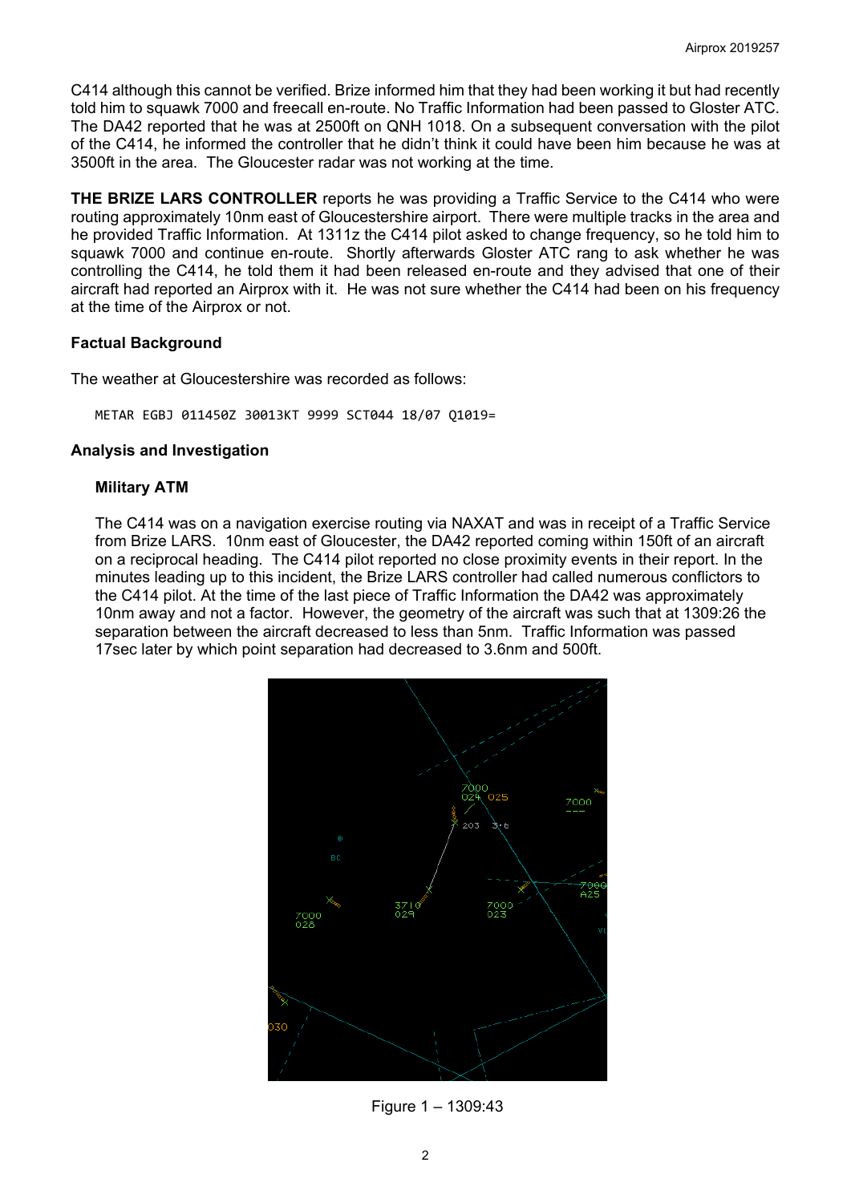C414 although this cannot be verified. Brize informed him that they had been working it but had recently told him to squawk 7000 and freecall en-route. No Traffic Information had been passed to Gloster ATC. The DA42 reported that he was at 2500ft on QNH 1018. On a subsequent conversation with the pilot of the C414, he informed the controller that he didn't think it could have been him because he was at 3500ft in the area. The Gloucester radar was not working at the time.

**THE BRIZE LARS CONTROLLER** reports he was providing a Traffic Service to the C414 who were routing approximately 10nm east of Gloucestershire airport. There were multiple tracks in the area and he provided Traffic Information. At 1311z the C414 pilot asked to change frequency, so he told him to squawk 7000 and continue en-route. Shortly afterwards Gloster ATC rang to ask whether he was controlling the C414, he told them it had been released en-route and they advised that one of their aircraft had reported an Airprox with it. He was not sure whether the C414 had been on his frequency at the time of the Airprox or not.

### Factual Background

The weather at Gloucestershire was recorded as follows:

```
METAR EGBJ 011450Z 30013KT 9999 SCT044 18/07 Q1019=
```

### Analysis and Investigation

#### Military ATM

The C414 was on a navigation exercise routing via NAXAT and was in receipt of a Traffic Service from Brize LARS. 10nm east of Gloucester, the DA42 reported coming within 150ft of an aircraft on a reciprocal heading. The C414 pilot reported no close proximity events in their report. In the minutes leading up to this incident, the Brize LARS controller had called numerous conflictors to the C414 pilot. At the time of the last piece of Traffic Information the DA42 was approximately 10nm away and not a factor. However, the geometry of the aircraft was such that at 1309:26 the separation between the aircraft decreased to less than 5nm. Traffic Information was passed 17sec later by which point separation had decreased to 3.6nm and 500ft.

Figure 1 – 1309:43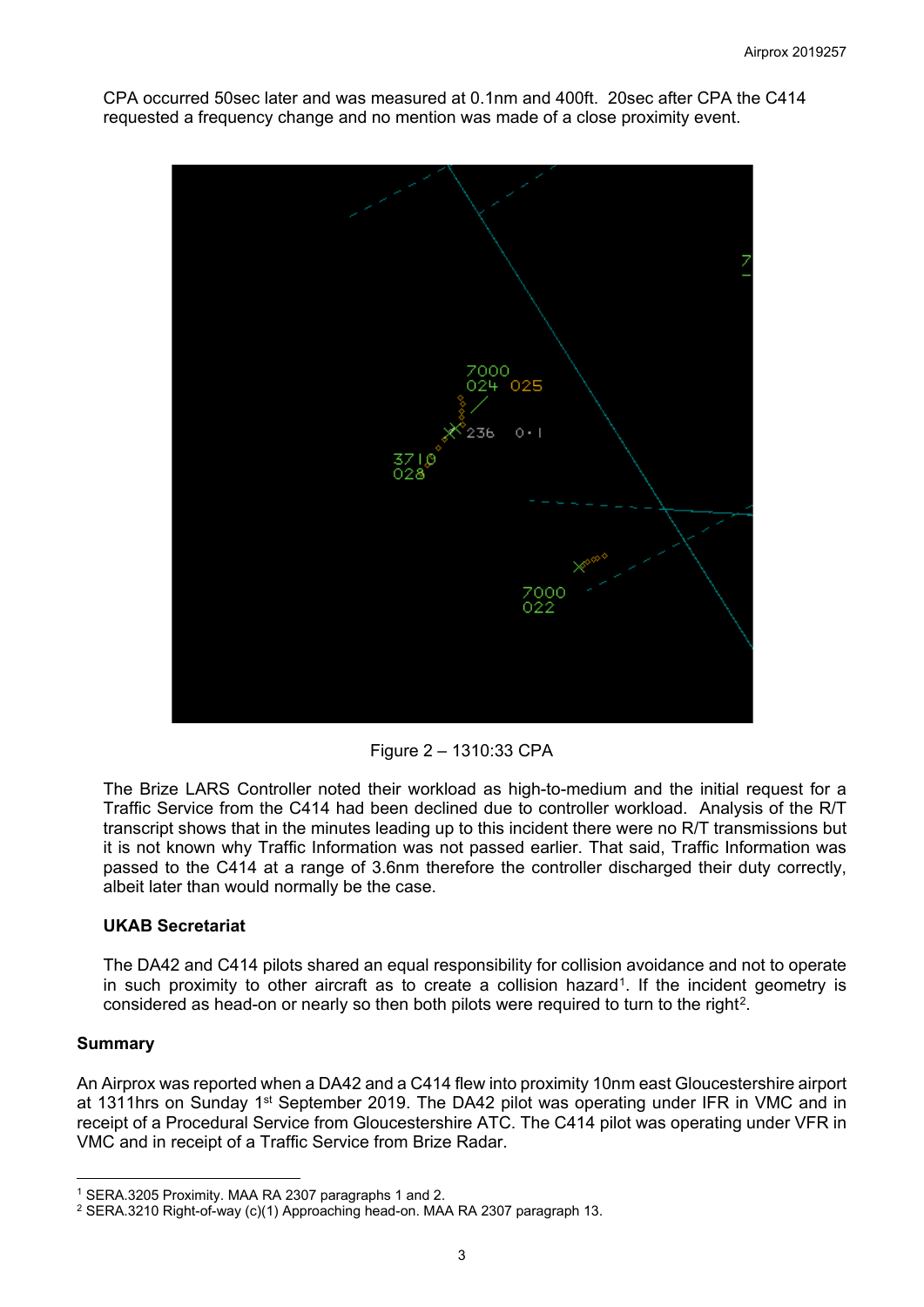CPA occurred 50sec later and was measured at 0.1nm and 400ft. 20sec after CPA the C414 requested a frequency change and no mention was made of a close proximity event.

Figure 2 – 1310:33 CPA

The Brize LARS Controller noted their workload as high-to-medium and the initial request for a Traffic Service from the C414 had been declined due to controller workload. Analysis of the R/T transcript shows that in the minutes leading up to this incident there were no R/T transmissions but it is not known why Traffic Information was not passed earlier. That said, Traffic Information was passed to the C414 at a range of 3.6nm therefore the controller discharged their duty correctly, albeit later than would normally be the case.

**UKAB Secretariat**

The DA42 and C414 pilots shared an equal responsibility for collision avoidance and not to operate in such proximity to other aircraft as to create a collision hazard[1]. If the incident geometry is considered as head-on or nearly so then both pilots were required to turn to the right[2].

## Summary

An Airprox was reported when a DA42 and a C414 flew into proximity 10nm east Gloucestershire airport at 1311hrs on Sunday 1st September 2019. The DA42 pilot was operating under IFR in VMC and in receipt of a Procedural Service from Gloucestershire ATC. The C414 pilot was operating under VFR in VMC and in receipt of a Traffic Service from Brize Radar.

---

[1] SERA.3205 Proximity. MAA RA 2307 paragraphs 1 and 2.
[2] SERA.3210 Right-of-way (c)(1) Approaching head-on. MAA RA 2307 paragraph 13.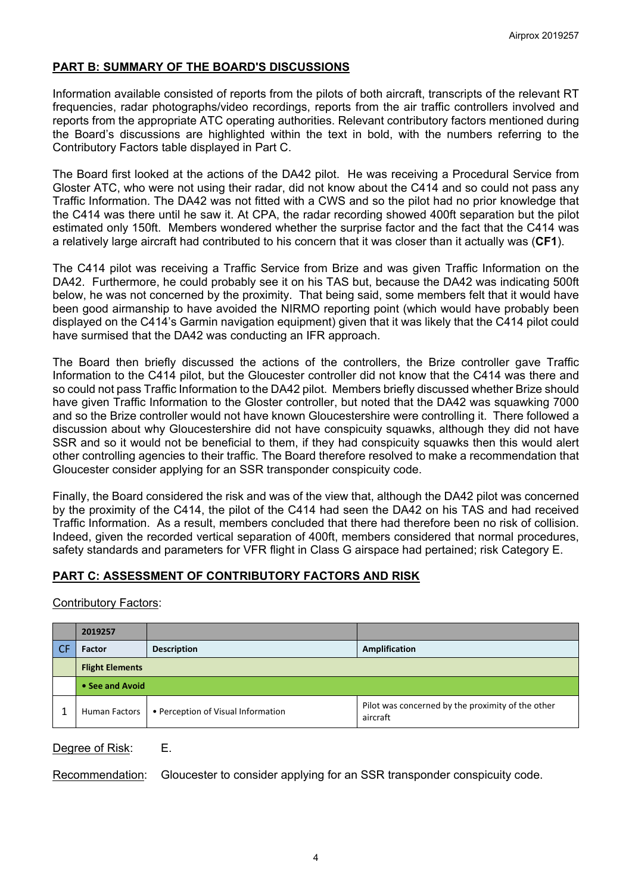## PART B: SUMMARY OF THE BOARD'S DISCUSSIONS

Information available consisted of reports from the pilots of both aircraft, transcripts of the relevant RT frequencies, radar photographs/video recordings, reports from the air traffic controllers involved and reports from the appropriate ATC operating authorities. Relevant contributory factors mentioned during the Board's discussions are highlighted within the text in bold, with the numbers referring to the Contributory Factors table displayed in Part C.

The Board first looked at the actions of the DA42 pilot. He was receiving a Procedural Service from Gloster ATC, who were not using their radar, did not know about the C414 and so could not pass any Traffic Information. The DA42 was not fitted with a CWS and so the pilot had no prior knowledge that the C414 was there until he saw it. At CPA, the radar recording showed 400ft separation but the pilot estimated only 150ft. Members wondered whether the surprise factor and the fact that the C414 was a relatively large aircraft had contributed to his concern that it was closer than it actually was (**CF1**).

The C414 pilot was receiving a Traffic Service from Brize and was given Traffic Information on the DA42. Furthermore, he could probably see it on his TAS but, because the DA42 was indicating 500ft below, he was not concerned by the proximity. That being said, some members felt that it would have been good airmanship to have avoided the NIRMO reporting point (which would have probably been displayed on the C414's Garmin navigation equipment) given that it was likely that the C414 pilot could have surmised that the DA42 was conducting an IFR approach.

The Board then briefly discussed the actions of the controllers, the Brize controller gave Traffic Information to the C414 pilot, but the Gloucester controller did not know that the C414 was there and so could not pass Traffic Information to the DA42 pilot. Members briefly discussed whether Brize should have given Traffic Information to the Gloster controller, but noted that the DA42 was squawking 7000 and so the Brize controller would not have known Gloucestershire were controlling it. There followed a discussion about why Gloucestershire did not have conspicuity squawks, although they did not have SSR and so it would not be beneficial to them, if they had conspicuity squawks then this would alert other controlling agencies to their traffic. The Board therefore resolved to make a recommendation that Gloucester consider applying for an SSR transponder conspicuity code.

Finally, the Board considered the risk and was of the view that, although the DA42 pilot was concerned by the proximity of the C414, the pilot of the C414 had seen the DA42 on his TAS and had received Traffic Information. As a result, members concluded that there had therefore been no risk of collision. Indeed, given the recorded vertical separation of 400ft, members considered that normal procedures, safety standards and parameters for VFR flight in Class G airspace had pertained; risk Category E.

## PART C: ASSESSMENT OF CONTRIBUTORY FACTORS AND RISK

Contributory Factors:

| | 2019257 | | |
|---|---|---|---|
| CF | Factor | Description | Amplification |
| | **Flight Elements** | | |
| | **• See and Avoid** | | |
| 1 | Human Factors | • Perception of Visual Information | Pilot was concerned by the proximity of the other aircraft |

Degree of Risk: E.

Recommendation: Gloucester to consider applying for an SSR transponder conspicuity code.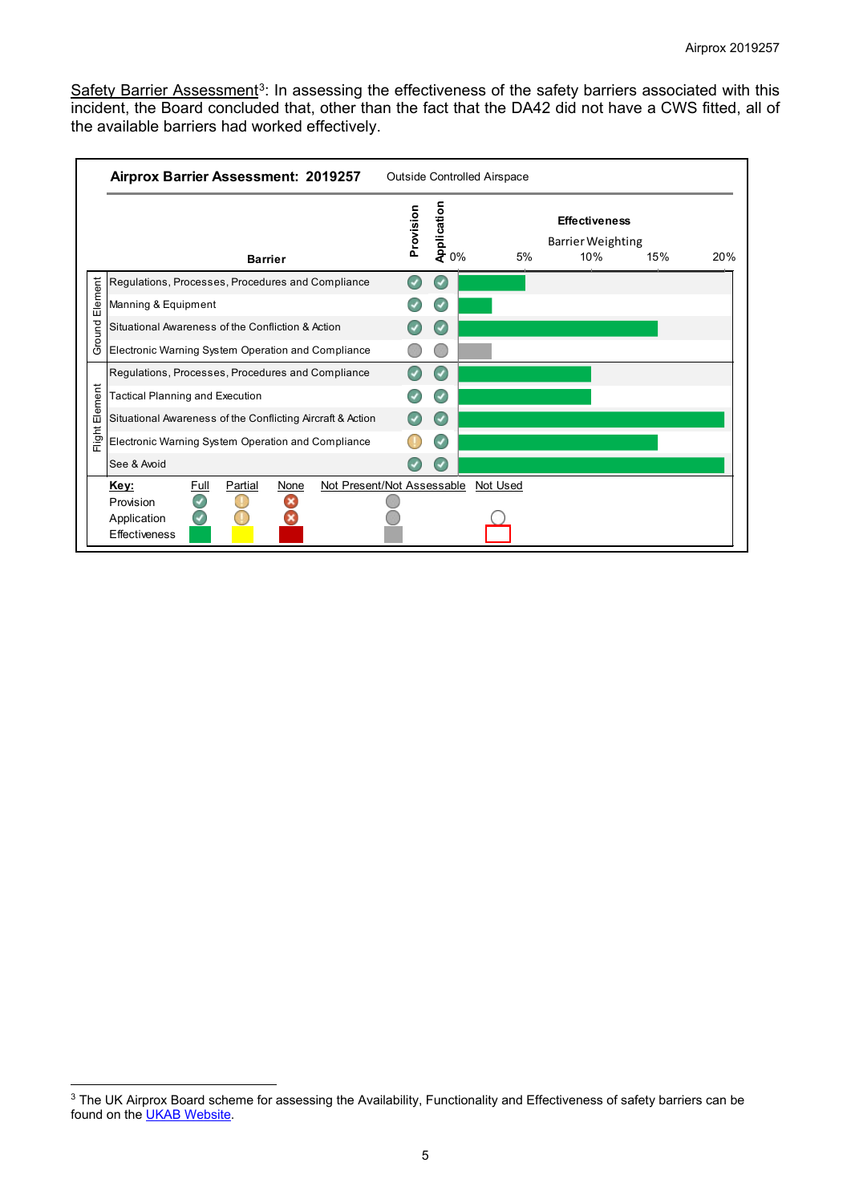Safety Barrier Assessment[3]: In assessing the effectiveness of the safety barriers associated with this incident, the Board concluded that, other than the fact that the DA42 did not have a CWS fitted, all of the available barriers had worked effectively.

**Airprox Barrier Assessment: 2019257** Outside Controlled Airspace

Barrier

Provision

Application

Effectiveness

Barrier Weighting

0%

5%

10%

15%

20%

Ground Element

Regulations, Processes, Procedures and Compliance

Manning & Equipment

Situational Awareness of the Confliction & Action

Electronic Warning System Operation and Compliance

Flight Element

Regulations, Processes, Procedures and Compliance

Tactical Planning and Execution

Situational Awareness of the Conflicting Aircraft & Action

Electronic Warning System Operation and Compliance

See & Avoid

Key: Full Partial None Not Present/Not Assessable Not Used

Provision

Application

Effectiveness

---

[3] The UK Airprox Board scheme for assessing the Availability, Functionality and Effectiveness of safety barriers can be found on the UKAB Website.